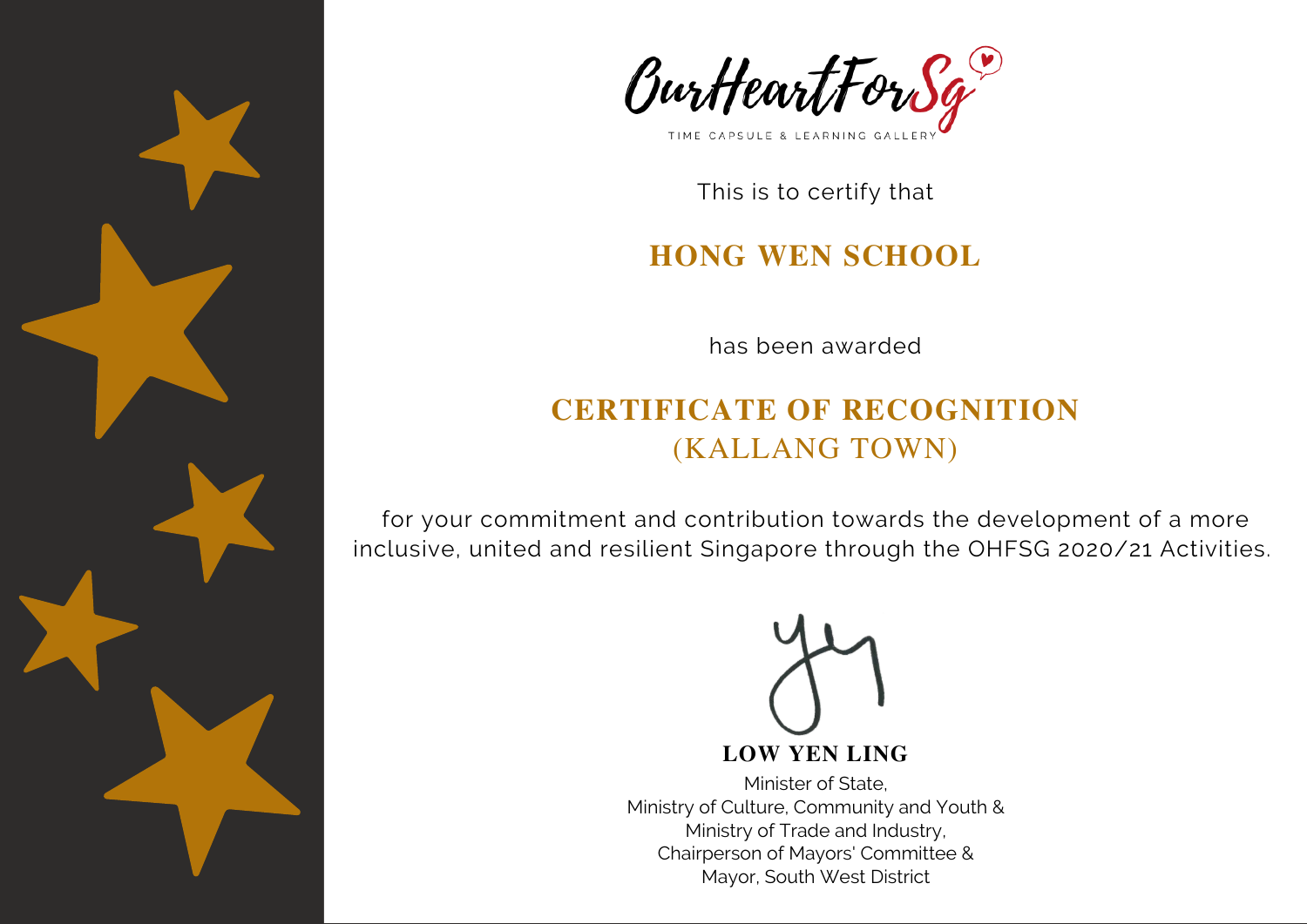OurHeartForSg

TIME CAPSULE & LEARNING GALLERY

This is to certify that

## HONG WEN SCHOOL

has been awarded

## CERTIFICATE OF RECOGNITION
## (KALLANG TOWN)

for your commitment and contribution towards the development of a more inclusive, united and resilient Singapore through the OHFSG 2020/21 Activities.

**LOW YEN LING**

Minister of State,
Ministry of Culture, Community and Youth &
Ministry of Trade and Industry,
Chairperson of Mayors' Committee &
Mayor, South West District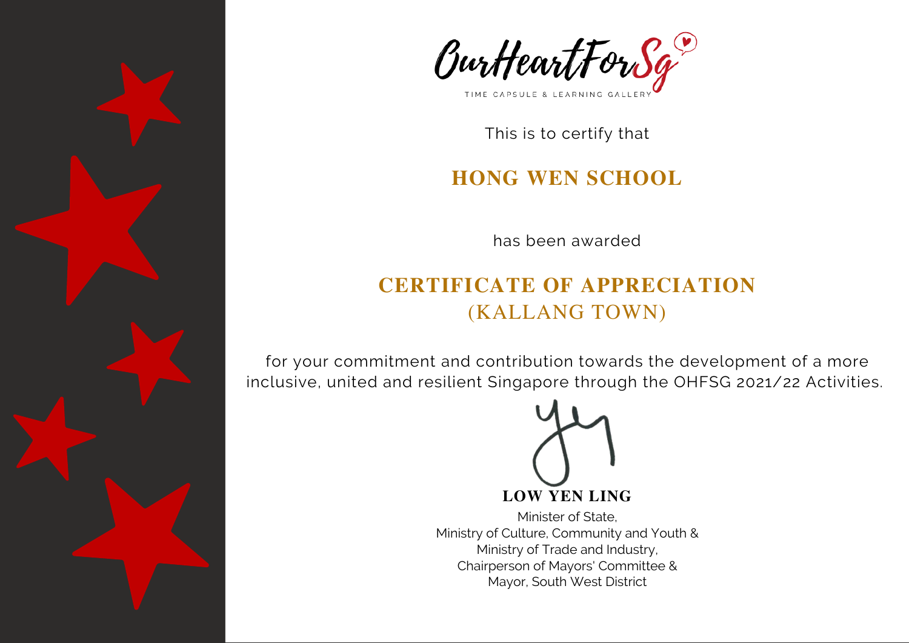OurHeartForSg

TIME CAPSULE & LEARNING GALLERY

This is to certify that

## HONG WEN SCHOOL

has been awarded

## CERTIFICATE OF APPRECIATION
(KALLANG TOWN)

for your commitment and contribution towards the development of a more inclusive, united and resilient Singapore through the OHFSG 2021/22 Activities.

**LOW YEN LING**

Minister of State,
Ministry of Culture, Community and Youth &
Ministry of Trade and Industry,
Chairperson of Mayors' Committee &
Mayor, South West District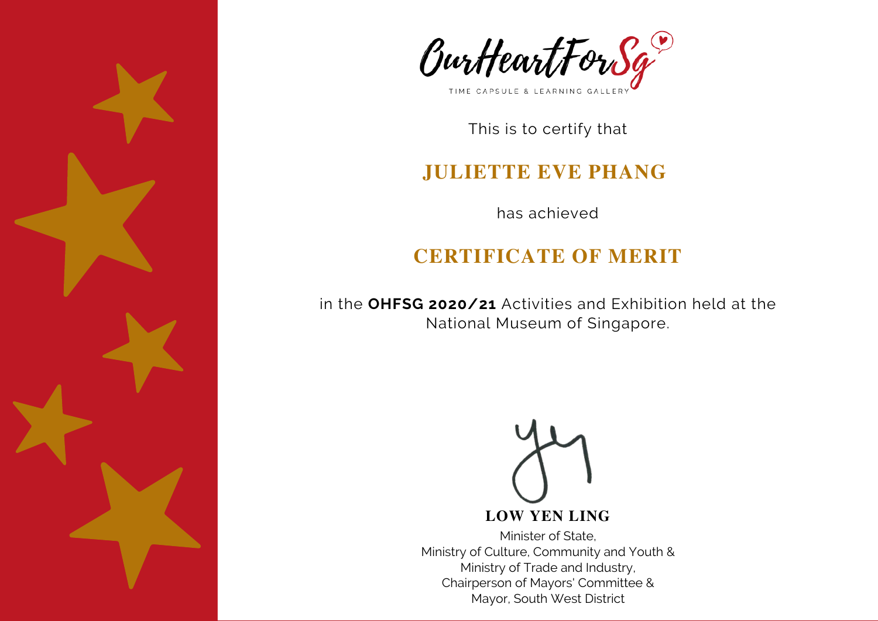OurHeartForSg

TIME CAPSULE & LEARNING GALLERY

This is to certify that

## JULIETTE EVE PHANG

has achieved

## CERTIFICATE OF MERIT

in the **OHFSG 2020/21** Activities and Exhibition held at the National Museum of Singapore.

**LOW YEN LING**

Minister of State,
Ministry of Culture, Community and Youth &
Ministry of Trade and Industry,
Chairperson of Mayors' Committee &
Mayor, South West District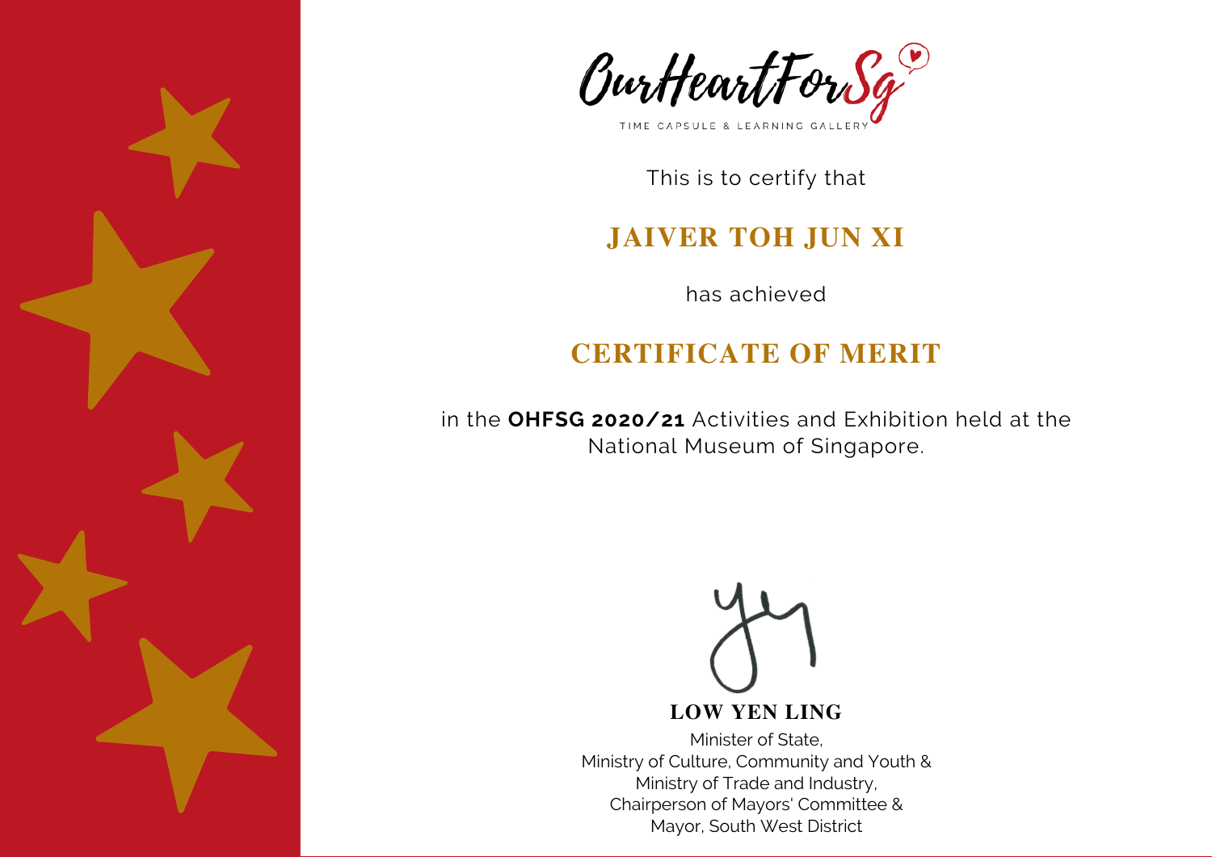OurHeartForSg

TIME CAPSULE & LEARNING GALLERY

This is to certify that

## JAIVER TOH JUN XI

has achieved

## CERTIFICATE OF MERIT

in the **OHFSG 2020/21** Activities and Exhibition held at the National Museum of Singapore.

**LOW YEN LING**

Minister of State,
Ministry of Culture, Community and Youth &
Ministry of Trade and Industry,
Chairperson of Mayors' Committee &
Mayor, South West District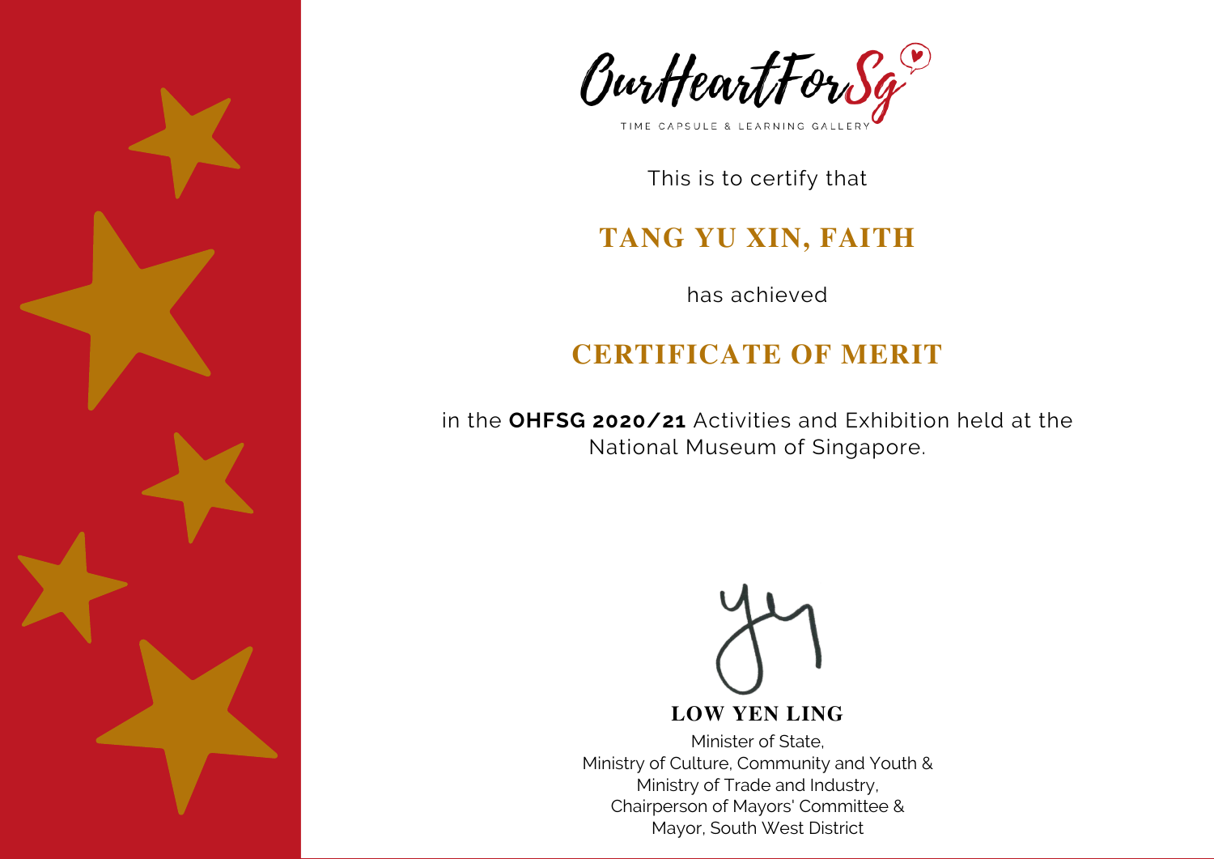OurHeartForSg

TIME CAPSULE & LEARNING GALLERY

This is to certify that

## TANG YU XIN, FAITH

has achieved

## CERTIFICATE OF MERIT

in the **OHFSG 2020/21** Activities and Exhibition held at the National Museum of Singapore.

**LOW YEN LING**

Minister of State,
Ministry of Culture, Community and Youth &
Ministry of Trade and Industry,
Chairperson of Mayors' Committee &
Mayor, South West District